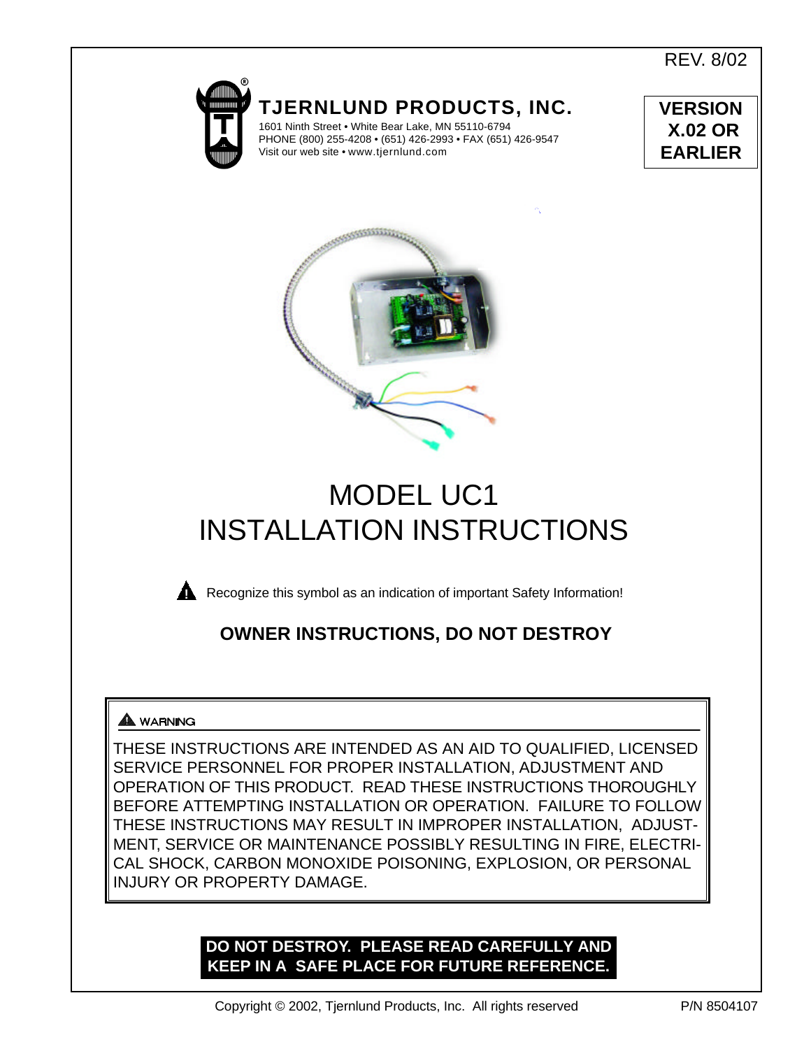REV. 8/02

**TJERNLUND PRODUCTS, INC.**

1601 Ninth Street • White Bear Lake, MN 55110-6794
PHONE (800) 255-4208 • (651) 426-2993 • FAX (651) 426-9547
Visit our web site • www.tjernlund.com

**VERSION X.02 OR EARLIER**

# MODEL UC1
# INSTALLATION INSTRUCTIONS

Recognize this symbol as an indication of important Safety Information!

**OWNER INSTRUCTIONS, DO NOT DESTROY**

**WARNING**

THESE INSTRUCTIONS ARE INTENDED AS AN AID TO QUALIFIED, LICENSED SERVICE PERSONNEL FOR PROPER INSTALLATION, ADJUSTMENT AND OPERATION OF THIS PRODUCT. READ THESE INSTRUCTIONS THOROUGHLY BEFORE ATTEMPTING INSTALLATION OR OPERATION. FAILURE TO FOLLOW THESE INSTRUCTIONS MAY RESULT IN IMPROPER INSTALLATION, ADJUSTMENT, SERVICE OR MAINTENANCE POSSIBLY RESULTING IN FIRE, ELECTRICAL SHOCK, CARBON MONOXIDE POISONING, EXPLOSION, OR PERSONAL INJURY OR PROPERTY DAMAGE.

**DO NOT DESTROY. PLEASE READ CAREFULLY AND KEEP IN A SAFE PLACE FOR FUTURE REFERENCE.**

Copyright © 2002, Tjernlund Products, Inc. All rights reserved

P/N 8504107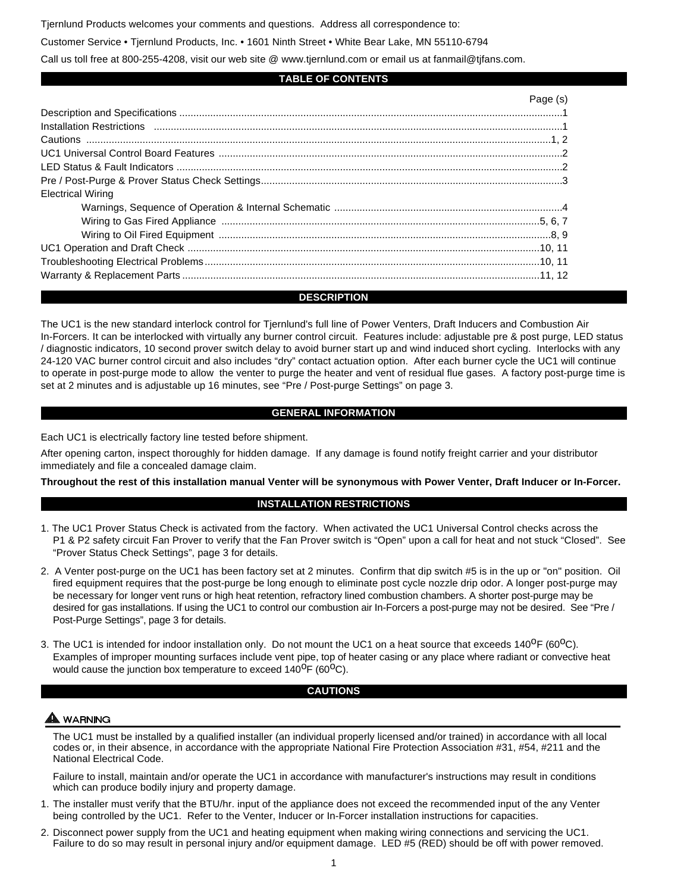Tjernlund Products welcomes your comments and questions. Address all correspondence to:

Customer Service • Tjernlund Products, Inc. • 1601 Ninth Street • White Bear Lake, MN 55110-6794

Call us toll free at 800-255-4208, visit our web site @ www.tjernlund.com or email us at fanmail@tjfans.com.

## TABLE OF CONTENTS

| | Page (s) |
|---|---|
| Description and Specifications | 1 |
| Installation Restrictions | 1 |
| Cautions | 1, 2 |
| UC1 Universal Control Board Features | 2 |
| LED Status & Fault Indicators | 2 |
| Pre / Post-Purge & Prover Status Check Settings | 3 |
| Electrical Wiring | |
| Warnings, Sequence of Operation & Internal Schematic | 4 |
| Wiring to Gas Fired Appliance | 5, 6, 7 |
| Wiring to Oil Fired Equipment | 8, 9 |
| UC1 Operation and Draft Check | 10, 11 |
| Troubleshooting Electrical Problems | 10, 11 |
| Warranty & Replacement Parts | 11, 12 |

## DESCRIPTION

The UC1 is the new standard interlock control for Tjernlund's full line of Power Venters, Draft Inducers and Combustion Air In-Forcers. It can be interlocked with virtually any burner control circuit. Features include: adjustable pre & post purge, LED status / diagnostic indicators, 10 second prover switch delay to avoid burner start up and wind induced short cycling. Interlocks with any 24-120 VAC burner control circuit and also includes “dry” contact actuation option. After each burner cycle the UC1 will continue to operate in post-purge mode to allow the venter to purge the heater and vent of residual flue gases. A factory post-purge time is set at 2 minutes and is adjustable up 16 minutes, see “Pre / Post-purge Settings” on page 3.

## GENERAL INFORMATION

Each UC1 is electrically factory line tested before shipment.

After opening carton, inspect thoroughly for hidden damage. If any damage is found notify freight carrier and your distributor immediately and file a concealed damage claim.

**Throughout the rest of this installation manual Venter will be synonymous with Power Venter, Draft Inducer or In-Forcer.**

## INSTALLATION RESTRICTIONS

1. The UC1 Prover Status Check is activated from the factory. When activated the UC1 Universal Control checks across the P1 & P2 safety circuit Fan Prover to verify that the Fan Prover switch is “Open” upon a call for heat and not stuck “Closed”. See “Prover Status Check Settings”, page 3 for details.
2. A Venter post-purge on the UC1 has been factory set at 2 minutes. Confirm that dip switch #5 is in the up or "on" position. Oil fired equipment requires that the post-purge be long enough to eliminate post cycle nozzle drip odor. A longer post-purge may be necessary for longer vent runs or high heat retention, refractory lined combustion chambers. A shorter post-purge may be desired for gas installations. If using the UC1 to control our combustion air In-Forcers a post-purge may not be desired. See “Pre / Post-Purge Settings”, page 3 for details.
3. The UC1 is intended for indoor installation only. Do not mount the UC1 on a heat source that exceeds 140$^{o}$F (60$^{o}$C). Examples of improper mounting surfaces include vent pipe, top of heater casing or any place where radiant or convective heat would cause the junction box temperature to exceed 140$^{o}$F (60$^{o}$C).

## CAUTIONS

**⚠ WARNING**

The UC1 must be installed by a qualified installer (an individual properly licensed and/or trained) in accordance with all local codes or, in their absence, in accordance with the appropriate National Fire Protection Association #31, #54, #211 and the National Electrical Code.

Failure to install, maintain and/or operate the UC1 in accordance with manufacturer's instructions may result in conditions which can produce bodily injury and property damage.

1. The installer must verify that the BTU/hr. input of the appliance does not exceed the recommended input of the any Venter being controlled by the UC1. Refer to the Venter, Inducer or In-Forcer installation instructions for capacities.
2. Disconnect power supply from the UC1 and heating equipment when making wiring connections and servicing the UC1. Failure to do so may result in personal injury and/or equipment damage. LED #5 (RED) should be off with power removed.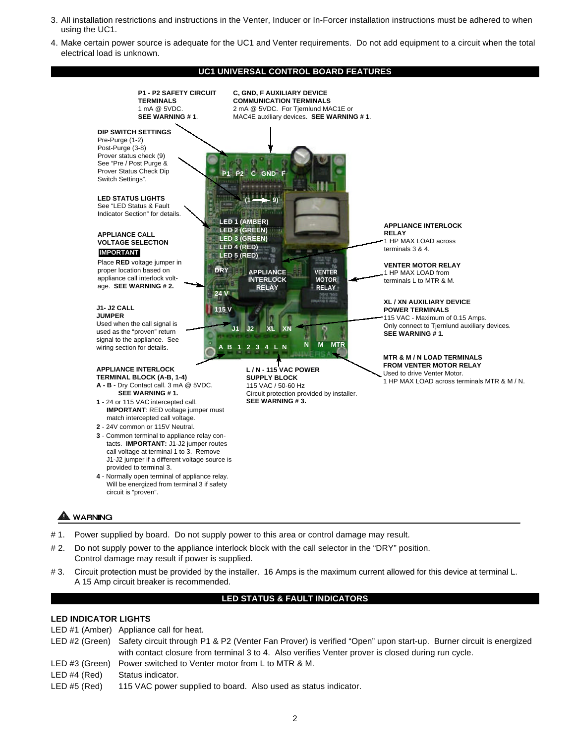3. All installation restrictions and instructions in the Venter, Inducer or In-Forcer installation instructions must be adhered to when using the UC1.
4. Make certain power source is adequate for the UC1 and Venter requirements. Do not add equipment to a circuit when the total electrical load is unknown.

## UC1 UNIVERSAL CONTROL BOARD FEATURES

**P1 - P2 SAFETY CIRCUIT TERMINALS**
1 mA @ 5VDC.
**SEE WARNING # 1**.

**C, GND, F AUXILIARY DEVICE COMMUNICATION TERMINALS**
2 mA @ 5VDC. For Tjernlund MAC1E or MAC4E auxiliary devices. **SEE WARNING # 1**.

**DIP SWITCH SETTINGS**
Pre-Purge (1-2)
Post-Purge (3-8)
Prover status check (9)
See “Pre / Post Purge & Prover Status Check Dip Switch Settings”.

**LED STATUS LIGHTS**
See “LED Status & Fault Indicator Section” for details.

**APPLIANCE CALL VOLTAGE SELECTION**
**IMPORTANT**
Place **RED** voltage jumper in proper location based on appliance call interlock voltage. **SEE WARNING # 2.**

**J1- J2 CALL JUMPER**
Used when the call signal is used as the “proven” return signal to the appliance. See wiring section for details.

**APPLIANCE INTERLOCK RELAY**
1 HP MAX LOAD across terminals 3 & 4.

**VENTER MOTOR RELAY**
1 HP MAX LOAD from terminals L to MTR & M.

**XL / XN AUXILIARY DEVICE POWER TERMINALS**
115 VAC - Maximum of 0.15 Amps.
Only connect to Tjernlund auxiliary devices.
**SEE WARNING # 1.**

**MTR & M / N LOAD TERMINALS FROM VENTER MOTOR RELAY**
Used to drive Venter Motor.
1 HP MAX LOAD across terminals MTR & M / N.

**APPLIANCE INTERLOCK TERMINAL BLOCK (A-B, 1-4)**
- **A - B** - Dry Contact call. 3 mA @ 5VDC. **SEE WARNING # 1.**
- **1** - 24 or 115 VAC intercepted call. **IMPORTANT**: RED voltage jumper must match intercepted call voltage.
- **2** - 24V common or 115V Neutral.
- **3** - Common terminal to appliance relay contacts. **IMPORTANT:** J1-J2 jumper routes call voltage at terminal 1 to 3. Remove J1-J2 jumper if a different voltage source is provided to terminal 3.
- **4** - Normally open terminal of appliance relay. Will be energized from terminal 3 if safety circuit is “proven”.

**L / N - 115 VAC POWER SUPPLY BLOCK**
115 VAC / 50-60 Hz
Circuit protection provided by installer.
**SEE WARNING # 3.**

### ⚠ WARNING

- \# 1. Power supplied by board. Do not supply power to this area or control damage may result.
- \# 2. Do not supply power to the appliance interlock block with the call selector in the “DRY” position. Control damage may result if power is supplied.
- \# 3. Circuit protection must be provided by the installer. 16 Amps is the maximum current allowed for this device at terminal L. A 15 Amp circuit breaker is recommended.

## LED STATUS & FAULT INDICATORS

### LED INDICATOR LIGHTS

LED #1 (Amber) Appliance call for heat.

LED #2 (Green) Safety circuit through P1 & P2 (Venter Fan Prover) is verified “Open” upon start-up. Burner circuit is energized with contact closure from terminal 3 to 4. Also verifies Venter prover is closed during run cycle.

LED #3 (Green) Power switched to Venter motor from L to MTR & M.

LED #4 (Red) Status indicator.

LED #5 (Red) 115 VAC power supplied to board. Also used as status indicator.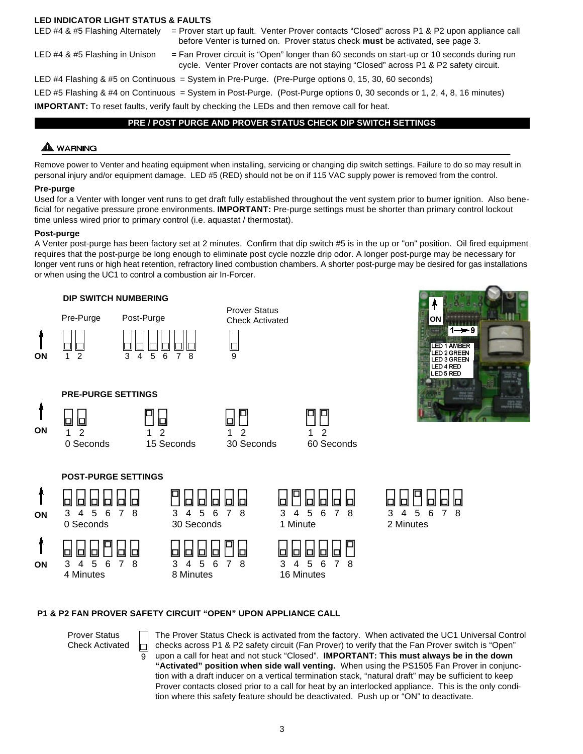### LED INDICATOR LIGHT STATUS & FAULTS

LED #4 & #5 Flashing Alternately = Prover start up fault. Venter Prover contacts "Closed" across P1 & P2 upon appliance call before Venter is turned on. Prover status check **must** be activated, see page 3.

LED #4 & #5 Flashing in Unison = Fan Prover circuit is "Open" longer than 60 seconds on start-up or 10 seconds during run cycle. Venter Prover contacts are not staying "Closed" across P1 & P2 safety circuit.

LED #4 Flashing & #5 on Continuous = System in Pre-Purge. (Pre-Purge options 0, 15, 30, 60 seconds)

LED #5 Flashing & #4 on Continuous = System in Post-Purge. (Post-Purge options 0, 30 seconds or 1, 2, 4, 8, 16 minutes)

**IMPORTANT:** To reset faults, verify fault by checking the LEDs and then remove call for heat.

## PRE / POST PURGE AND PROVER STATUS CHECK DIP SWITCH SETTINGS

**⚠ WARNING**

Remove power to Venter and heating equipment when installing, servicing or changing dip switch settings. Failure to do so may result in personal injury and/or equipment damage. LED #5 (RED) should not be on if 115 VAC supply power is removed from the control.

### Pre-purge

Used for a Venter with longer vent runs to get draft fully established throughout the vent system prior to burner ignition. Also beneficial for negative pressure prone environments. **IMPORTANT:** Pre-purge settings must be shorter than primary control lockout time unless wired prior to primary control (i.e. aquastat / thermostat).

### Post-purge

A Venter post-purge has been factory set at 2 minutes. Confirm that dip switch #5 is in the up or "on" position. Oil fired equipment requires that the post-purge be long enough to eliminate post cycle nozzle drip odor. A longer post-purge may be necessary for longer vent runs or high heat retention, refractory lined combustion chambers. A shorter post-purge may be desired for gas installations or when using the UC1 to control a combustion air In-Forcer.

**DIP SWITCH NUMBERING**

Pre-Purge: 1 2 | Post-Purge: 3 4 5 6 7 8 | Prover Status Check Activated: 9

ON (up)

ON
1→9
LED 1 AMBER
LED 2 GREEN
LED 3 GREEN
LED 4 RED
LED 5 RED

**PRE-PURGE SETTINGS**

| Setting | Switches ON |
|---|---|
| 0 Seconds | none |
| 15 Seconds | 1 |
| 30 Seconds | 2 |
| 60 Seconds | 1, 2 |

**POST-PURGE SETTINGS**

| Setting | Switches ON |
|---|---|
| 0 Seconds | none |
| 30 Seconds | 3 |
| 1 Minute | 4 |
| 2 Minutes | 5 |
| 4 Minutes | 6 |
| 8 Minutes | 7 |
| 16 Minutes | 8 |

### P1 & P2 FAN PROVER SAFETY CIRCUIT "OPEN" UPON APPLIANCE CALL

Prover Status Check Activated (9)

The Prover Status Check is activated from the factory. When activated the UC1 Universal Control checks across P1 & P2 safety circuit (Fan Prover) to verify that the Fan Prover switch is "Open" upon a call for heat and not stuck "Closed". **IMPORTANT: This must always be in the down "Activated" position when side wall venting.** When using the PS1505 Fan Prover in conjunction with a draft inducer on a vertical termination stack, "natural draft" may be sufficient to keep Prover contacts closed prior to a call for heat by an interlocked appliance. This is the only condition where this safety feature should be deactivated. Push up or "ON" to deactivate.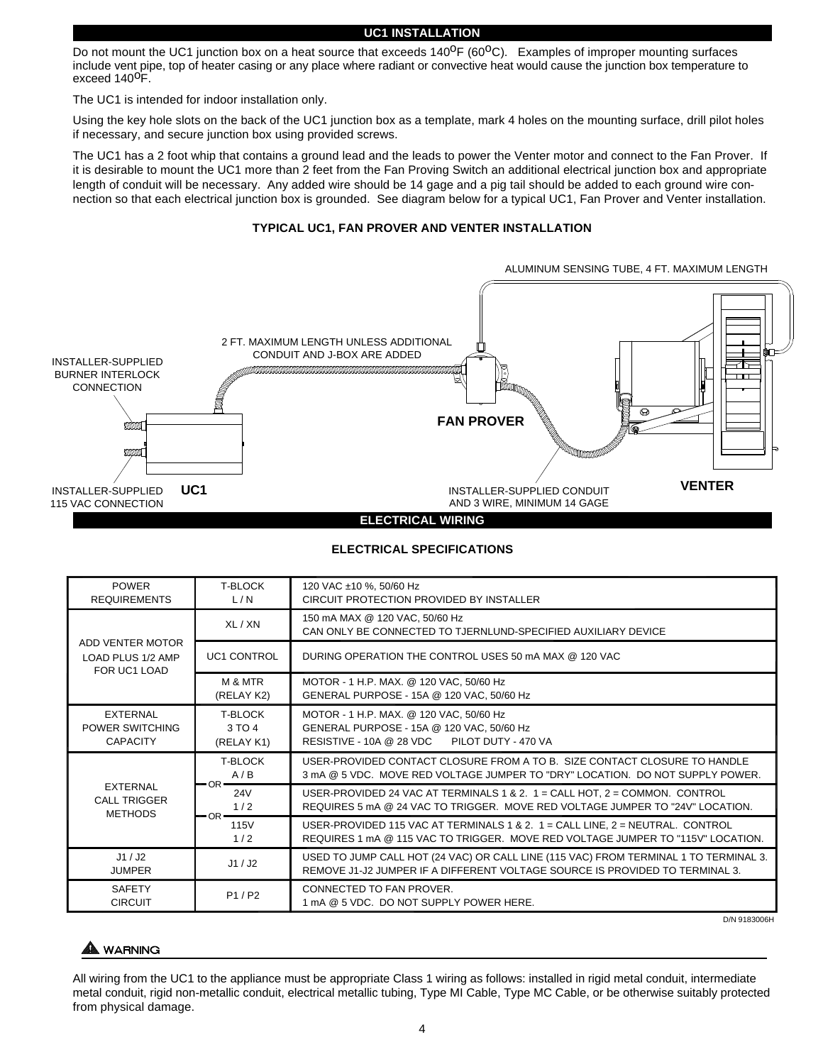## UC1 INSTALLATION

Do not mount the UC1 junction box on a heat source that exceeds 140°F (60°C). Examples of improper mounting surfaces include vent pipe, top of heater casing or any place where radiant or convective heat would cause the junction box temperature to exceed 140°F.

The UC1 is intended for indoor installation only.

Using the key hole slots on the back of the UC1 junction box as a template, mark 4 holes on the mounting surface, drill pilot holes if necessary, and secure junction box using provided screws.

The UC1 has a 2 foot whip that contains a ground lead and the leads to power the Venter motor and connect to the Fan Prover. If it is desirable to mount the UC1 more than 2 feet from the Fan Proving Switch an additional electrical junction box and appropriate length of conduit will be necessary. Any added wire should be 14 gage and a pig tail should be added to each ground wire connection so that each electrical junction box is grounded. See diagram below for a typical UC1, Fan Prover and Venter installation.

### TYPICAL UC1, FAN PROVER AND VENTER INSTALLATION

ALUMINUM SENSING TUBE, 4 FT. MAXIMUM LENGTH

2 FT. MAXIMUM LENGTH UNLESS ADDITIONAL CONDUIT AND J-BOX ARE ADDED

INSTALLER-SUPPLIED BURNER INTERLOCK CONNECTION

FAN PROVER

INSTALLER-SUPPLIED 115 VAC CONNECTION

UC1

INSTALLER-SUPPLIED CONDUIT AND 3 WIRE, MINIMUM 14 GAGE

VENTER

## ELECTRICAL WIRING

### ELECTRICAL SPECIFICATIONS

| | | |
|---|---|---|
| POWER REQUIREMENTS | T-BLOCK L / N | 120 VAC ±10 %, 50/60 Hz<br>CIRCUIT PROTECTION PROVIDED BY INSTALLER |
| ADD VENTER MOTOR LOAD PLUS 1/2 AMP FOR UC1 LOAD | XL / XN | 150 mA MAX @ 120 VAC, 50/60 Hz<br>CAN ONLY BE CONNECTED TO TJERNLUND-SPECIFIED AUXILIARY DEVICE |
| | UC1 CONTROL | DURING OPERATION THE CONTROL USES 50 mA MAX @ 120 VAC |
| | M & MTR (RELAY K2) | MOTOR - 1 H.P. MAX. @ 120 VAC, 50/60 Hz<br>GENERAL PURPOSE - 15A @ 120 VAC, 50/60 Hz |
| EXTERNAL POWER SWITCHING CAPACITY | T-BLOCK 3 TO 4 (RELAY K1) | MOTOR - 1 H.P. MAX. @ 120 VAC, 50/60 Hz<br>GENERAL PURPOSE - 15A @ 120 VAC, 50/60 Hz<br>RESISTIVE - 10A @ 28 VDC PILOT DUTY - 470 VA |
| EXTERNAL CALL TRIGGER METHODS | T-BLOCK A / B | USER-PROVIDED CONTACT CLOSURE FROM A TO B. SIZE CONTACT CLOSURE TO HANDLE 3 mA @ 5 VDC. MOVE RED VOLTAGE JUMPER TO "DRY" LOCATION. DO NOT SUPPLY POWER. |
| | OR 24V 1 / 2 | USER-PROVIDED 24 VAC AT TERMINALS 1 & 2. 1 = CALL HOT, 2 = COMMON. CONTROL REQUIRES 5 mA @ 24 VAC TO TRIGGER. MOVE RED VOLTAGE JUMPER TO "24V" LOCATION. |
| | OR 115V 1 / 2 | USER-PROVIDED 115 VAC AT TERMINALS 1 & 2. 1 = CALL LINE, 2 = NEUTRAL. CONTROL REQUIRES 1 mA @ 115 VAC TO TRIGGER. MOVE RED VOLTAGE JUMPER TO "115V" LOCATION. |
| J1 / J2 JUMPER | J1 / J2 | USED TO JUMP CALL HOT (24 VAC) OR CALL LINE (115 VAC) FROM TERMINAL 1 TO TERMINAL 3. REMOVE J1-J2 JUMPER IF A DIFFERENT VOLTAGE SOURCE IS PROVIDED TO TERMINAL 3. |
| SAFETY CIRCUIT | P1 / P2 | CONNECTED TO FAN PROVER.<br>1 mA @ 5 VDC. DO NOT SUPPLY POWER HERE. |

D/N 9183006H

**⚠ WARNING**

All wiring from the UC1 to the appliance must be appropriate Class 1 wiring as follows: installed in rigid metal conduit, intermediate metal conduit, rigid non-metallic conduit, electrical metallic tubing, Type MI Cable, Type MC Cable, or be otherwise suitably protected from physical damage.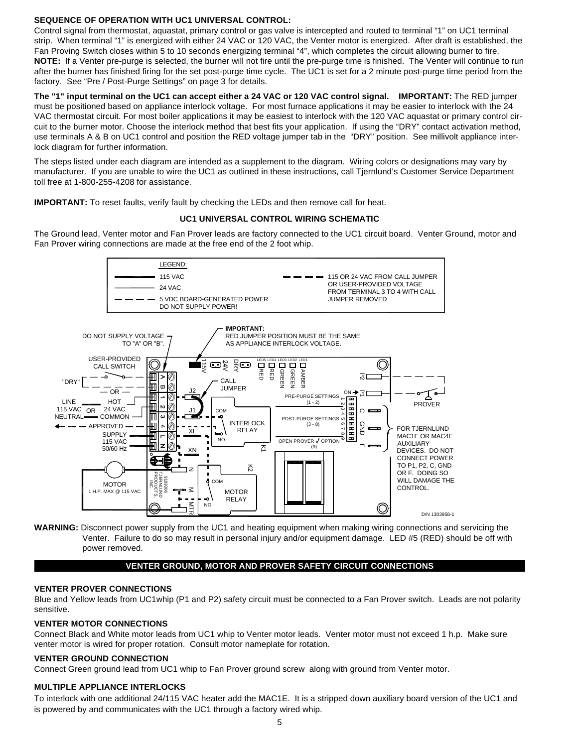### SEQUENCE OF OPERATION WITH UC1 UNIVERSAL CONTROL:

Control signal from thermostat, aquastat, primary control or gas valve is intercepted and routed to terminal "1" on UC1 terminal strip. When terminal "1" is energized with either 24 VAC or 120 VAC, the Venter motor is energized. After draft is established, the Fan Proving Switch closes within 5 to 10 seconds energizing terminal "4", which completes the circuit allowing burner to fire. **NOTE:** If a Venter pre-purge is selected, the burner will not fire until the pre-purge time is finished. The Venter will continue to run after the burner has finished firing for the set post-purge time cycle. The UC1 is set for a 2 minute post-purge time period from the factory. See "Pre / Post-Purge Settings" on page 3 for details.

**The "1" input terminal on the UC1 can accept either a 24 VAC or 120 VAC control signal. IMPORTANT:** The RED jumper must be positioned based on appliance interlock voltage. For most furnace applications it may be easier to interlock with the 24 VAC thermostat circuit. For most boiler applications it may be easiest to interlock with the 120 VAC aquastat or primary control circuit to the burner motor. Choose the interlock method that best fits your application. If using the "DRY" contact activation method, use terminals A & B on UC1 control and position the RED voltage jumper tab in the "DRY" position. See millivolt appliance interlock diagram for further information.

The steps listed under each diagram are intended as a supplement to the diagram. Wiring colors or designations may vary by manufacturer. If you are unable to wire the UC1 as outlined in these instructions, call Tjernlund's Customer Service Department toll free at 1-800-255-4208 for assistance.

**IMPORTANT:** To reset faults, verify fault by checking the LEDs and then remove call for heat.

### UC1 UNIVERSAL CONTROL WIRING SCHEMATIC

The Ground lead, Venter motor and Fan Prover leads are factory connected to the UC1 circuit board. Venter Ground, motor and Fan Prover wiring connections are made at the free end of the 2 foot whip.

LEGEND:
- 115 VAC
- 24 VAC
- 5 VDC BOARD-GENERATED POWER DO NOT SUPPLY POWER!
- 115 OR 24 VAC FROM CALL JUMPER OR USER-PROVIDED VOLTAGE FROM TERMINAL 3 TO 4 WITH CALL JUMPER REMOVED

DO NOT SUPPLY VOLTAGE TO "A" OR "B".

**IMPORTANT:** RED JUMPER POSITION MUST BE THE SAME AS APPLIANCE INTERLOCK VOLTAGE.

USER-PROVIDED CALL SWITCH — "DRY" — OR — LINE 115 VAC / NEUTRAL — OR — HOT 24 VAC / COMMON — APPROVED — SUPPLY 115 VAC 50/60 Hz

115V 24V DRY — LED5 RED, LED4 RED, LED3 GREEN, LED2 GREEN, LED1 AMBER — J2 — CALL JUMPER — J1 — COM — INTERLOCK RELAY — NO — K1 — XL — XN — PRE-PURGE SETTINGS (1 - 2) — POST-PURGE SETTINGS (3 - 8) — OPEN PROVER ✓ OPTION (9) — ON — P2 — P1 — C — GND — F — PROVER — K2 — COM — MOTOR RELAY — NO — N — M — MTR — MOTOR 1 H.P. MAX @ 115 VAC — 9183006 TJERNLUND PRODUCTS, INC.

FOR TJERNLUND MAC1E OR MAC4E AUXILIARY DEVICES. DO NOT CONNECT POWER TO P1, P2, C, GND OR F. DOING SO WILL DAMAGE THE CONTROL.

D/N 1303958-1

**WARNING:** Disconnect power supply from the UC1 and heating equipment when making wiring connections and servicing the Venter. Failure to do so may result in personal injury and/or equipment damage. LED #5 (RED) should be off with power removed.

## VENTER GROUND, MOTOR AND PROVER SAFETY CIRCUIT CONNECTIONS

### VENTER PROVER CONNECTIONS

Blue and Yellow leads from UC1whip (P1 and P2) safety circuit must be connected to a Fan Prover switch. Leads are not polarity sensitive.

### VENTER MOTOR CONNECTIONS

Connect Black and White motor leads from UC1 whip to Venter motor leads. Venter motor must not exceed 1 h.p. Make sure venter motor is wired for proper rotation. Consult motor nameplate for rotation.

### VENTER GROUND CONNECTION

Connect Green ground lead from UC1 whip to Fan Prover ground screw along with ground from Venter motor.

### MULTIPLE APPLIANCE INTERLOCKS

To interlock with one additional 24/115 VAC heater add the MAC1E. It is a stripped down auxiliary board version of the UC1 and is powered by and communicates with the UC1 through a factory wired whip.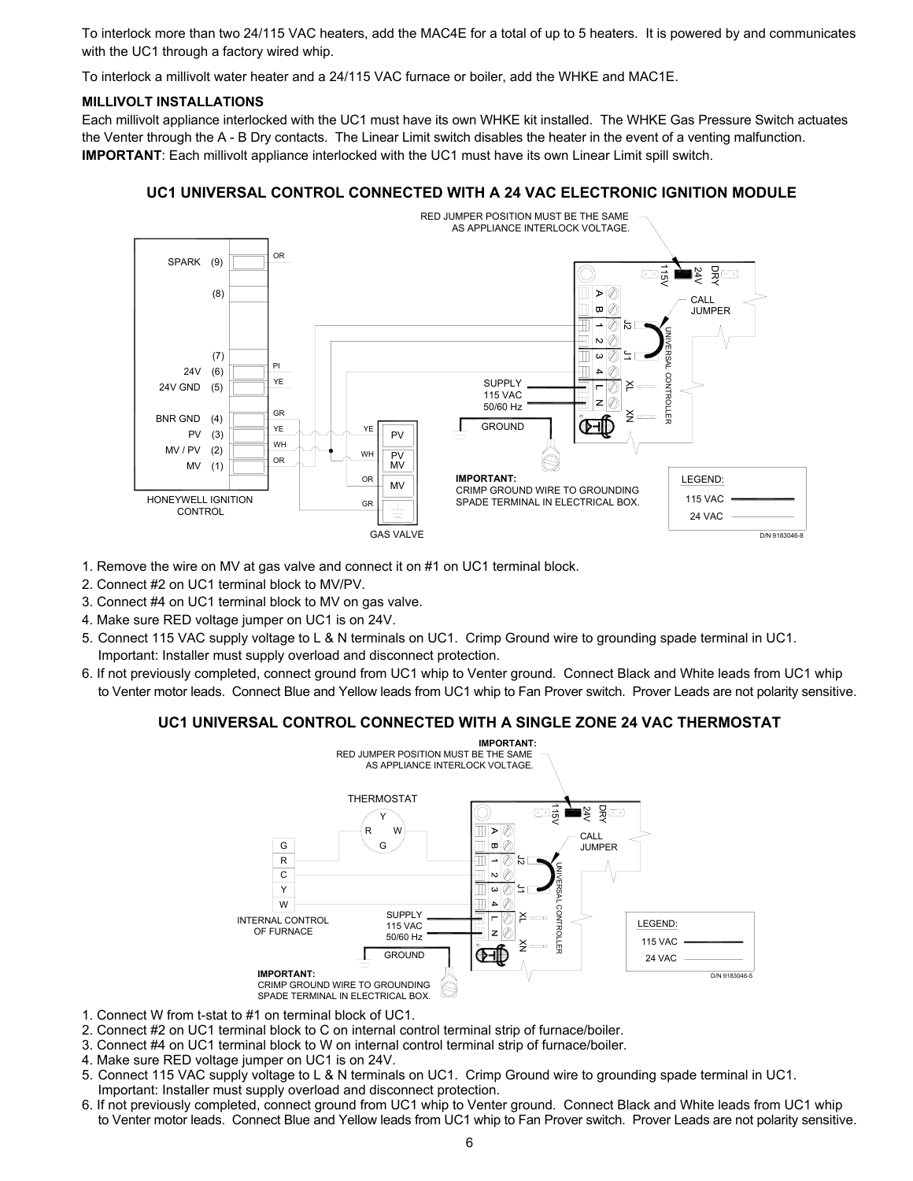To interlock more than two 24/115 VAC heaters, add the MAC4E for a total of up to 5 heaters. It is powered by and communicates with the UC1 through a factory wired whip.

To interlock a millivolt water heater and a 24/115 VAC furnace or boiler, add the WHKE and MAC1E.

**MILLIVOLT INSTALLATIONS**

Each millivolt appliance interlocked with the UC1 must have its own WHKE kit installed. The WHKE Gas Pressure Switch actuates the Venter through the A - B Dry contacts. The Linear Limit switch disables the heater in the event of a venting malfunction. **IMPORTANT**: Each millivolt appliance interlocked with the UC1 must have its own Linear Limit spill switch.

### UC1 UNIVERSAL CONTROL CONNECTED WITH A 24 VAC ELECTRONIC IGNITION MODULE

1. Remove the wire on MV at gas valve and connect it on #1 on UC1 terminal block.
2. Connect #2 on UC1 terminal block to MV/PV.
3. Connect #4 on UC1 terminal block to MV on gas valve.
4. Make sure RED voltage jumper on UC1 is on 24V.
5. Connect 115 VAC supply voltage to L & N terminals on UC1. Crimp Ground wire to grounding spade terminal in UC1. Important: Installer must supply overload and disconnect protection.
6. If not previously completed, connect ground from UC1 whip to Venter ground. Connect Black and White leads from UC1 whip to Venter motor leads. Connect Blue and Yellow leads from UC1 whip to Fan Prover switch. Prover Leads are not polarity sensitive.

### UC1 UNIVERSAL CONTROL CONNECTED WITH A SINGLE ZONE 24 VAC THERMOSTAT

1. Connect W from t-stat to #1 on terminal block of UC1.
2. Connect #2 on UC1 terminal block to C on internal control terminal strip of furnace/boiler.
3. Connect #4 on UC1 terminal block to W on internal control terminal strip of furnace/boiler.
4. Make sure RED voltage jumper on UC1 is on 24V.
5. Connect 115 VAC supply voltage to L & N terminals on UC1. Crimp Ground wire to grounding spade terminal in UC1. Important: Installer must supply overload and disconnect protection.
6. If not previously completed, connect ground from UC1 whip to Venter ground. Connect Black and White leads from UC1 whip to Venter motor leads. Connect Blue and Yellow leads from UC1 whip to Fan Prover switch. Prover Leads are not polarity sensitive.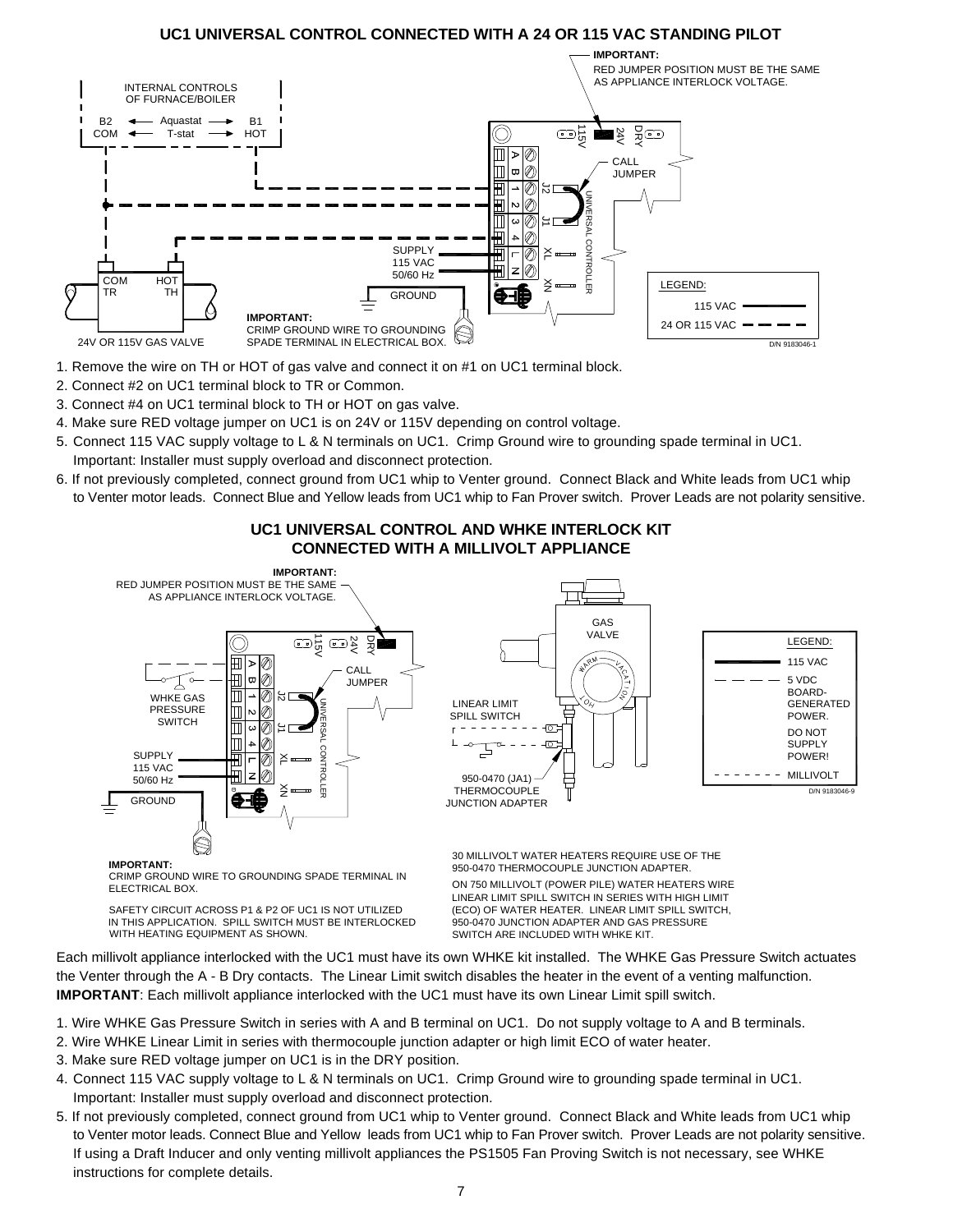## UC1 UNIVERSAL CONTROL CONNECTED WITH A 24 OR 115 VAC STANDING PILOT

IMPORTANT: RED JUMPER POSITION MUST BE THE SAME AS APPLIANCE INTERLOCK VOLTAGE.

IMPORTANT: CRIMP GROUND WIRE TO GROUNDING SPADE TERMINAL IN ELECTRICAL BOX.

1. Remove the wire on TH or HOT of gas valve and connect it on #1 on UC1 terminal block.
2. Connect #2 on UC1 terminal block to TR or Common.
3. Connect #4 on UC1 terminal block to TH or HOT on gas valve.
4. Make sure RED voltage jumper on UC1 is on 24V or 115V depending on control voltage.
5. Connect 115 VAC supply voltage to L & N terminals on UC1. Crimp Ground wire to grounding spade terminal in UC1. Important: Installer must supply overload and disconnect protection.
6. If not previously completed, connect ground from UC1 whip to Venter ground. Connect Black and White leads from UC1 whip to Venter motor leads. Connect Blue and Yellow leads from UC1 whip to Fan Prover switch. Prover Leads are not polarity sensitive.

## UC1 UNIVERSAL CONTROL AND WHKE INTERLOCK KIT CONNECTED WITH A MILLIVOLT APPLIANCE

IMPORTANT: RED JUMPER POSITION MUST BE THE SAME AS APPLIANCE INTERLOCK VOLTAGE.

IMPORTANT: CRIMP GROUND WIRE TO GROUNDING SPADE TERMINAL IN ELECTRICAL BOX.

SAFETY CIRCUIT ACROSS P1 & P2 OF UC1 IS NOT UTILIZED IN THIS APPLICATION. SPILL SWITCH MUST BE INTERLOCKED WITH HEATING EQUIPMENT AS SHOWN.

30 MILLIVOLT WATER HEATERS REQUIRE USE OF THE 950-0470 THERMOCOUPLE JUNCTION ADAPTER.

ON 750 MILLIVOLT (POWER PILE) WATER HEATERS WIRE LINEAR LIMIT SPILL SWITCH IN SERIES WITH HIGH LIMIT (ECO) OF WATER HEATER. LINEAR LIMIT SPILL SWITCH, 950-0470 JUNCTION ADAPTER AND GAS PRESSURE SWITCH ARE INCLUDED WITH WHKE KIT.

Each millivolt appliance interlocked with the UC1 must have its own WHKE kit installed. The WHKE Gas Pressure Switch actuates the Venter through the A - B Dry contacts. The Linear Limit switch disables the heater in the event of a venting malfunction. **IMPORTANT**: Each millivolt appliance interlocked with the UC1 must have its own Linear Limit spill switch.

1. Wire WHKE Gas Pressure Switch in series with A and B terminal on UC1. Do not supply voltage to A and B terminals.
2. Wire WHKE Linear Limit in series with thermocouple junction adapter or high limit ECO of water heater.
3. Make sure RED voltage jumper on UC1 is in the DRY position.
4. Connect 115 VAC supply voltage to L & N terminals on UC1. Crimp Ground wire to grounding spade terminal in UC1. Important: Installer must supply overload and disconnect protection.
5. If not previously completed, connect ground from UC1 whip to Venter ground. Connect Black and White leads from UC1 whip to Venter motor leads. Connect Blue and Yellow leads from UC1 whip to Fan Prover switch. Prover Leads are not polarity sensitive. If using a Draft Inducer and only venting millivolt appliances the PS1505 Fan Proving Switch is not necessary, see WHKE instructions for complete details.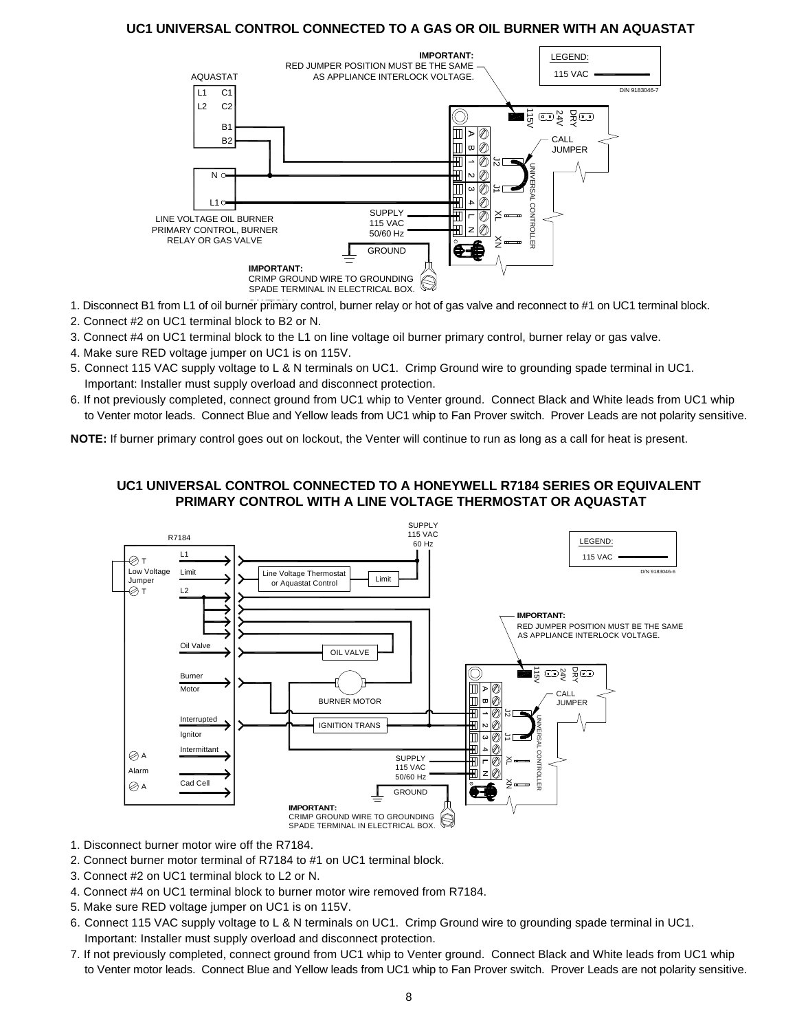## UC1 UNIVERSAL CONTROL CONNECTED TO A GAS OR OIL BURNER WITH AN AQUASTAT

1. Disconnect B1 from L1 of oil burner primary control, burner relay or hot of gas valve and reconnect to #1 on UC1 terminal block.
2. Connect #2 on UC1 terminal block to B2 or N.
3. Connect #4 on UC1 terminal block to the L1 on line voltage oil burner primary control, burner relay or gas valve.
4. Make sure RED voltage jumper on UC1 is on 115V.
5. Connect 115 VAC supply voltage to L & N terminals on UC1. Crimp Ground wire to grounding spade terminal in UC1. Important: Installer must supply overload and disconnect protection.
6. If not previously completed, connect ground from UC1 whip to Venter ground. Connect Black and White leads from UC1 whip to Venter motor leads. Connect Blue and Yellow leads from UC1 whip to Fan Prover switch. Prover Leads are not polarity sensitive.

**NOTE:** If burner primary control goes out on lockout, the Venter will continue to run as long as a call for heat is present.

## UC1 UNIVERSAL CONTROL CONNECTED TO A HONEYWELL R7184 SERIES OR EQUIVALENT PRIMARY CONTROL WITH A LINE VOLTAGE THERMOSTAT OR AQUASTAT

1. Disconnect burner motor wire off the R7184.
2. Connect burner motor terminal of R7184 to #1 on UC1 terminal block.
3. Connect #2 on UC1 terminal block to L2 or N.
4. Connect #4 on UC1 terminal block to burner motor wire removed from R7184.
5. Make sure RED voltage jumper on UC1 is on 115V.
6. Connect 115 VAC supply voltage to L & N terminals on UC1. Crimp Ground wire to grounding spade terminal in UC1. Important: Installer must supply overload and disconnect protection.
7. If not previously completed, connect ground from UC1 whip to Venter ground. Connect Black and White leads from UC1 whip to Venter motor leads. Connect Blue and Yellow leads from UC1 whip to Fan Prover switch. Prover Leads are not polarity sensitive.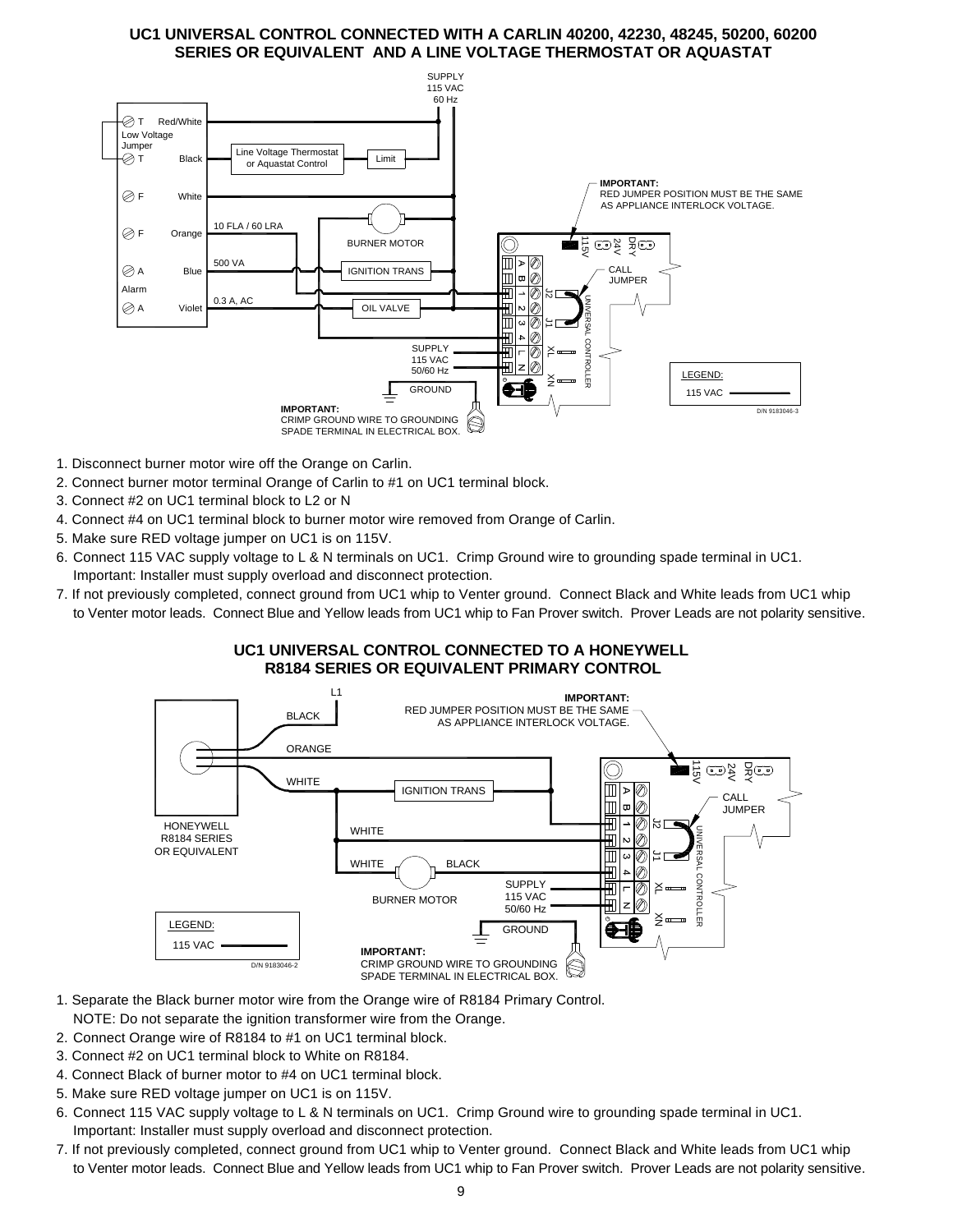## UC1 UNIVERSAL CONTROL CONNECTED WITH A CARLIN 40200, 42230, 48245, 50200, 60200 SERIES OR EQUIVALENT AND A LINE VOLTAGE THERMOSTAT OR AQUASTAT

1. Disconnect burner motor wire off the Orange on Carlin.
2. Connect burner motor terminal Orange of Carlin to #1 on UC1 terminal block.
3. Connect #2 on UC1 terminal block to L2 or N
4. Connect #4 on UC1 terminal block to burner motor wire removed from Orange of Carlin.
5. Make sure RED voltage jumper on UC1 is on 115V.
6. Connect 115 VAC supply voltage to L & N terminals on UC1. Crimp Ground wire to grounding spade terminal in UC1. Important: Installer must supply overload and disconnect protection.
7. If not previously completed, connect ground from UC1 whip to Venter ground. Connect Black and White leads from UC1 whip to Venter motor leads. Connect Blue and Yellow leads from UC1 whip to Fan Prover switch. Prover Leads are not polarity sensitive.

## UC1 UNIVERSAL CONTROL CONNECTED TO A HONEYWELL R8184 SERIES OR EQUIVALENT PRIMARY CONTROL

1. Separate the Black burner motor wire from the Orange wire of R8184 Primary Control. NOTE: Do not separate the ignition transformer wire from the Orange.
2. Connect Orange wire of R8184 to #1 on UC1 terminal block.
3. Connect #2 on UC1 terminal block to White on R8184.
4. Connect Black of burner motor to #4 on UC1 terminal block.
5. Make sure RED voltage jumper on UC1 is on 115V.
6. Connect 115 VAC supply voltage to L & N terminals on UC1. Crimp Ground wire to grounding spade terminal in UC1. Important: Installer must supply overload and disconnect protection.
7. If not previously completed, connect ground from UC1 whip to Venter ground. Connect Black and White leads from UC1 whip to Venter motor leads. Connect Blue and Yellow leads from UC1 whip to Fan Prover switch. Prover Leads are not polarity sensitive.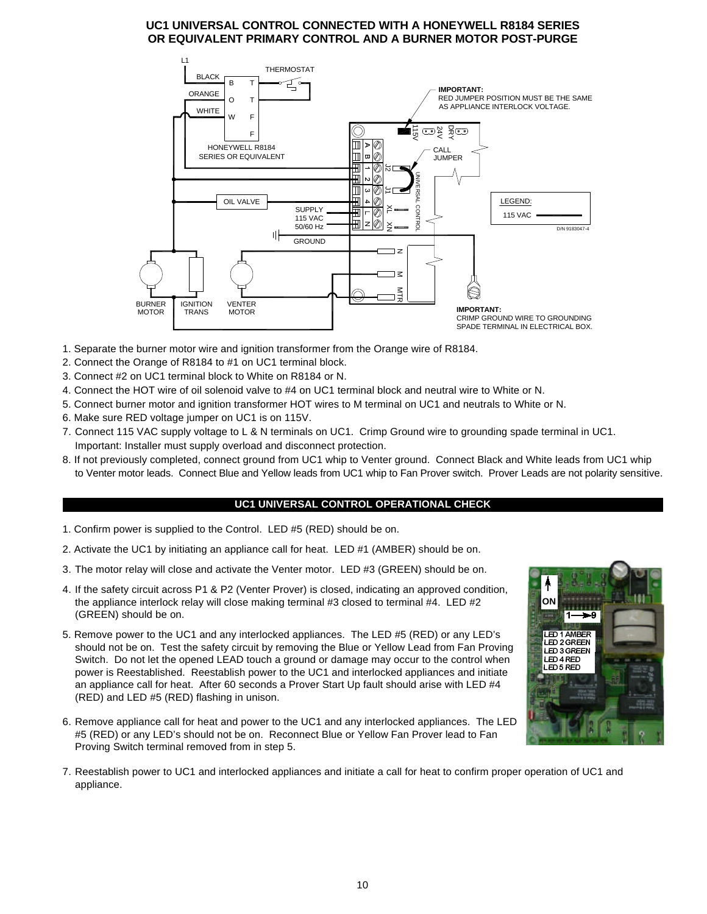# UC1 UNIVERSAL CONTROL CONNECTED WITH A HONEYWELL R8184 SERIES OR EQUIVALENT PRIMARY CONTROL AND A BURNER MOTOR POST-PURGE

1. Separate the burner motor wire and ignition transformer from the Orange wire of R8184.
2. Connect the Orange of R8184 to #1 on UC1 terminal block.
3. Connect #2 on UC1 terminal block to White on R8184 or N.
4. Connect the HOT wire of oil solenoid valve to #4 on UC1 terminal block and neutral wire to White or N.
5. Connect burner motor and ignition transformer HOT wires to M terminal on UC1 and neutrals to White or N.
6. Make sure RED voltage jumper on UC1 is on 115V.
7. Connect 115 VAC supply voltage to L & N terminals on UC1. Crimp Ground wire to grounding spade terminal in UC1.
   Important: Installer must supply overload and disconnect protection.
8. If not previously completed, connect ground from UC1 whip to Venter ground. Connect Black and White leads from UC1 whip to Venter motor leads. Connect Blue and Yellow leads from UC1 whip to Fan Prover switch. Prover Leads are not polarity sensitive.

## UC1 UNIVERSAL CONTROL OPERATIONAL CHECK

1. Confirm power is supplied to the Control. LED #5 (RED) should be on.
2. Activate the UC1 by initiating an appliance call for heat. LED #1 (AMBER) should be on.
3. The motor relay will close and activate the Venter motor. LED #3 (GREEN) should be on.
4. If the safety circuit across P1 & P2 (Venter Prover) is closed, indicating an approved condition, the appliance interlock relay will close making terminal #3 closed to terminal #4. LED #2 (GREEN) should be on.
5. Remove power to the UC1 and any interlocked appliances. The LED #5 (RED) or any LED's should not be on. Test the safety circuit by removing the Blue or Yellow Lead from Fan Proving Switch. Do not let the opened LEAD touch a ground or damage may occur to the control when power is Reestablished. Reestablish power to the UC1 and interlocked appliances and initiate an appliance call for heat. After 60 seconds a Prover Start Up fault should arise with LED #4 (RED) and LED #5 (RED) flashing in unison.
6. Remove appliance call for heat and power to the UC1 and any interlocked appliances. The LED #5 (RED) or any LED's should not be on. Reconnect Blue or Yellow Fan Prover lead to Fan Proving Switch terminal removed from in step 5.
7. Reestablish power to UC1 and interlocked appliances and initiate a call for heat to confirm proper operation of UC1 and appliance.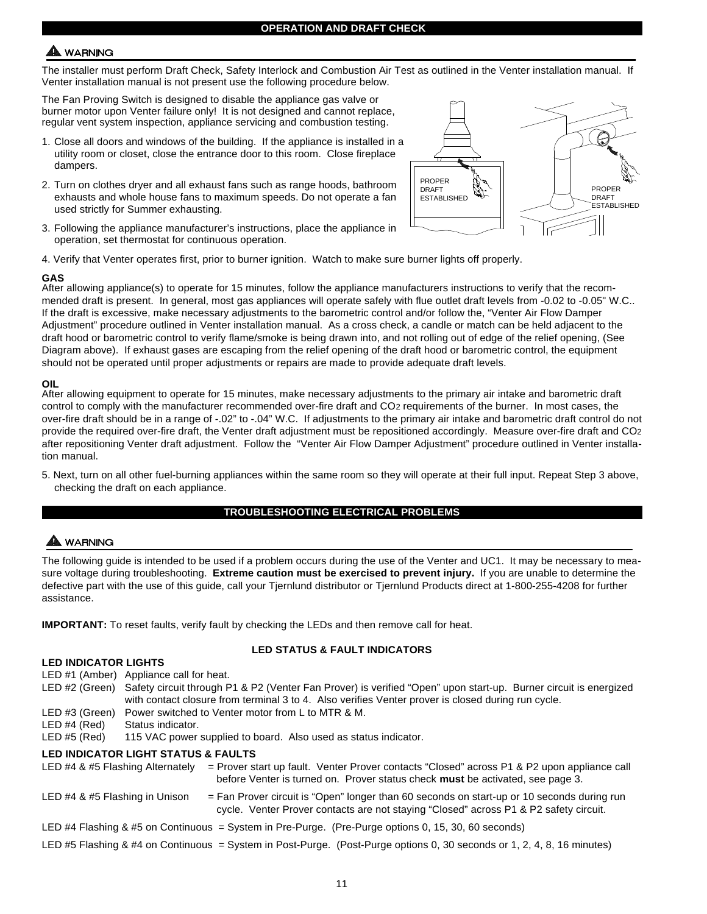## OPERATION AND DRAFT CHECK

**⚠ WARNING**

The installer must perform Draft Check, Safety Interlock and Combustion Air Test as outlined in the Venter installation manual. If Venter installation manual is not present use the following procedure below.

The Fan Proving Switch is designed to disable the appliance gas valve or burner motor upon Venter failure only! It is not designed and cannot replace, regular vent system inspection, appliance servicing and combustion testing.

1. Close all doors and windows of the building. If the appliance is installed in a utility room or closet, close the entrance door to this room. Close fireplace dampers.
2. Turn on clothes dryer and all exhaust fans such as range hoods, bathroom exhausts and whole house fans to maximum speeds. Do not operate a fan used strictly for Summer exhausting.
3. Following the appliance manufacturer's instructions, place the appliance in operation, set thermostat for continuous operation.

PROPER DRAFT ESTABLISHED

PROPER DRAFT ESTABLISHED

4. Verify that Venter operates first, prior to burner ignition. Watch to make sure burner lights off properly.

**GAS**

After allowing appliance(s) to operate for 15 minutes, follow the appliance manufacturers instructions to verify that the recommended draft is present. In general, most gas appliances will operate safely with flue outlet draft levels from -0.02 to -0.05" W.C.. If the draft is excessive, make necessary adjustments to the barometric control and/or follow the, "Venter Air Flow Damper Adjustment" procedure outlined in Venter installation manual. As a cross check, a candle or match can be held adjacent to the draft hood or barometric control to verify flame/smoke is being drawn into, and not rolling out of edge of the relief opening, (See Diagram above). If exhaust gases are escaping from the relief opening of the draft hood or barometric control, the equipment should not be operated until proper adjustments or repairs are made to provide adequate draft levels.

**OIL**

After allowing equipment to operate for 15 minutes, make necessary adjustments to the primary air intake and barometric draft control to comply with the manufacturer recommended over-fire draft and $CO_2$ requirements of the burner. In most cases, the over-fire draft should be in a range of -.02" to -.04" W.C. If adjustments to the primary air intake and barometric draft control do not provide the required over-fire draft, the Venter draft adjustment must be repositioned accordingly. Measure over-fire draft and $CO_2$ after repositioning Venter draft adjustment. Follow the "Venter Air Flow Damper Adjustment" procedure outlined in Venter installation manual.

5. Next, turn on all other fuel-burning appliances within the same room so they will operate at their full input. Repeat Step 3 above, checking the draft on each appliance.

## TROUBLESHOOTING ELECTRICAL PROBLEMS

**⚠ WARNING**

The following guide is intended to be used if a problem occurs during the use of the Venter and UC1. It may be necessary to measure voltage during troubleshooting. **Extreme caution must be exercised to prevent injury.** If you are unable to determine the defective part with the use of this guide, call your Tjernlund distributor or Tjernlund Products direct at 1-800-255-4208 for further assistance.

**IMPORTANT:** To reset faults, verify fault by checking the LEDs and then remove call for heat.

### LED STATUS & FAULT INDICATORS

**LED INDICATOR LIGHTS**

LED #1 (Amber) Appliance call for heat.

LED #2 (Green) Safety circuit through P1 & P2 (Venter Fan Prover) is verified "Open" upon start-up. Burner circuit is energized with contact closure from terminal 3 to 4. Also verifies Venter prover is closed during run cycle.

LED #3 (Green) Power switched to Venter motor from L to MTR & M.

LED #4 (Red) Status indicator.

LED #5 (Red) 115 VAC power supplied to board. Also used as status indicator.

**LED INDICATOR LIGHT STATUS & FAULTS**

LED #4 & #5 Flashing Alternately = Prover start up fault. Venter Prover contacts "Closed" across P1 & P2 upon appliance call before Venter is turned on. Prover status check **must** be activated, see page 3.

LED #4 & #5 Flashing in Unison = Fan Prover circuit is "Open" longer than 60 seconds on start-up or 10 seconds during run cycle. Venter Prover contacts are not staying "Closed" across P1 & P2 safety circuit.

LED #4 Flashing & #5 on Continuous = System in Pre-Purge. (Pre-Purge options 0, 15, 30, 60 seconds)

LED #5 Flashing & #4 on Continuous = System in Post-Purge. (Post-Purge options 0, 30 seconds or 1, 2, 4, 8, 16 minutes)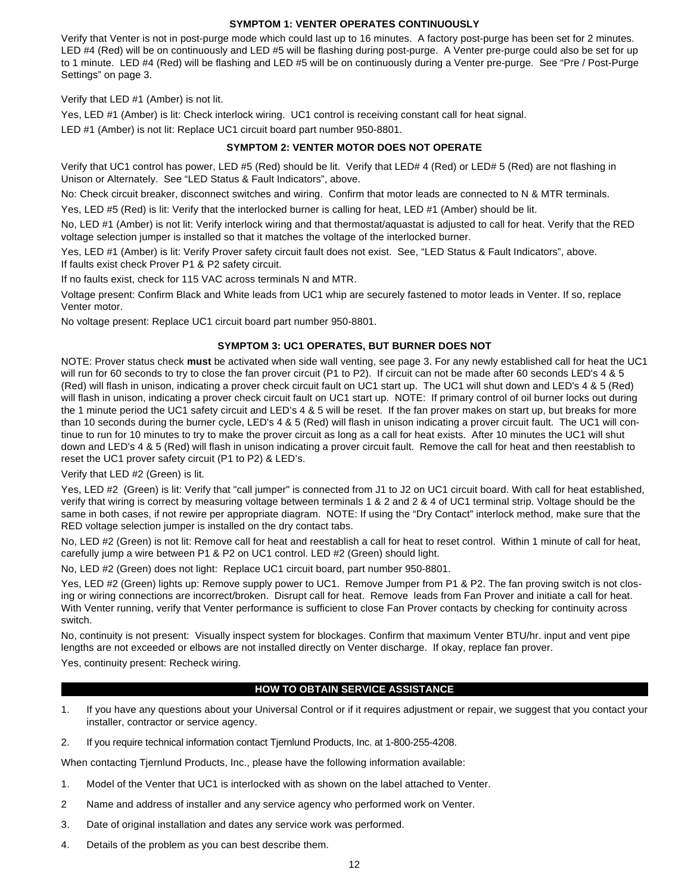### SYMPTOM 1: VENTER OPERATES CONTINUOUSLY

Verify that Venter is not in post-purge mode which could last up to 16 minutes. A factory post-purge has been set for 2 minutes. LED #4 (Red) will be on continuously and LED #5 will be flashing during post-purge. A Venter pre-purge could also be set for up to 1 minute. LED #4 (Red) will be flashing and LED #5 will be on continuously during a Venter pre-purge. See "Pre / Post-Purge Settings" on page 3.

Verify that LED #1 (Amber) is not lit.

Yes, LED #1 (Amber) is lit: Check interlock wiring. UC1 control is receiving constant call for heat signal.

LED #1 (Amber) is not lit: Replace UC1 circuit board part number 950-8801.

### SYMPTOM 2: VENTER MOTOR DOES NOT OPERATE

Verify that UC1 control has power, LED #5 (Red) should be lit. Verify that LED# 4 (Red) or LED# 5 (Red) are not flashing in Unison or Alternately. See "LED Status & Fault Indicators", above.

No: Check circuit breaker, disconnect switches and wiring. Confirm that motor leads are connected to N & MTR terminals.

Yes, LED #5 (Red) is lit: Verify that the interlocked burner is calling for heat, LED #1 (Amber) should be lit.

No, LED #1 (Amber) is not lit: Verify interlock wiring and that thermostat/aquastat is adjusted to call for heat. Verify that the RED voltage selection jumper is installed so that it matches the voltage of the interlocked burner.

Yes, LED #1 (Amber) is lit: Verify Prover safety circuit fault does not exist. See, "LED Status & Fault Indicators", above.
If faults exist check Prover P1 & P2 safety circuit.

If no faults exist, check for 115 VAC across terminals N and MTR.

Voltage present: Confirm Black and White leads from UC1 whip are securely fastened to motor leads in Venter. If so, replace Venter motor.

No voltage present: Replace UC1 circuit board part number 950-8801.

### SYMPTOM 3: UC1 OPERATES, BUT BURNER DOES NOT

NOTE: Prover status check **must** be activated when side wall venting, see page 3. For any newly established call for heat the UC1 will run for 60 seconds to try to close the fan prover circuit (P1 to P2). If circuit can not be made after 60 seconds LED's 4 & 5 (Red) will flash in unison, indicating a prover check circuit fault on UC1 start up. The UC1 will shut down and LED's 4 & 5 (Red) will flash in unison, indicating a prover check circuit fault on UC1 start up. NOTE: If primary control of oil burner locks out during the 1 minute period the UC1 safety circuit and LED's 4 & 5 will be reset. If the fan prover makes on start up, but breaks for more than 10 seconds during the burner cycle, LED's 4 & 5 (Red) will flash in unison indicating a prover circuit fault. The UC1 will continue to run for 10 minutes to try to make the prover circuit as long as a call for heat exists. After 10 minutes the UC1 will shut down and LED's 4 & 5 (Red) will flash in unison indicating a prover circuit fault. Remove the call for heat and then reestablish to reset the UC1 prover safety circuit (P1 to P2) & LED's.

Verify that LED #2 (Green) is lit.

Yes, LED #2 (Green) is lit: Verify that "call jumper" is connected from J1 to J2 on UC1 circuit board. With call for heat established, verify that wiring is correct by measuring voltage between terminals 1 & 2 and 2 & 4 of UC1 terminal strip. Voltage should be the same in both cases, if not rewire per appropriate diagram. NOTE: If using the "Dry Contact" interlock method, make sure that the RED voltage selection jumper is installed on the dry contact tabs.

No, LED #2 (Green) is not lit: Remove call for heat and reestablish a call for heat to reset control. Within 1 minute of call for heat, carefully jump a wire between P1 & P2 on UC1 control. LED #2 (Green) should light.

No, LED #2 (Green) does not light: Replace UC1 circuit board, part number 950-8801.

Yes, LED #2 (Green) lights up: Remove supply power to UC1. Remove Jumper from P1 & P2. The fan proving switch is not closing or wiring connections are incorrect/broken. Disrupt call for heat. Remove leads from Fan Prover and initiate a call for heat. With Venter running, verify that Venter performance is sufficient to close Fan Prover contacts by checking for continuity across switch.

No, continuity is not present: Visually inspect system for blockages. Confirm that maximum Venter BTU/hr. input and vent pipe lengths are not exceeded or elbows are not installed directly on Venter discharge. If okay, replace fan prover.

Yes, continuity present: Recheck wiring.

## HOW TO OBTAIN SERVICE ASSISTANCE

1. If you have any questions about your Universal Control or if it requires adjustment or repair, we suggest that you contact your installer, contractor or service agency.
2. If you require technical information contact Tjernlund Products, Inc. at 1-800-255-4208.

When contacting Tjernlund Products, Inc., please have the following information available:

1. Model of the Venter that UC1 is interlocked with as shown on the label attached to Venter.
2. Name and address of installer and any service agency who performed work on Venter.
3. Date of original installation and dates any service work was performed.
4. Details of the problem as you can best describe them.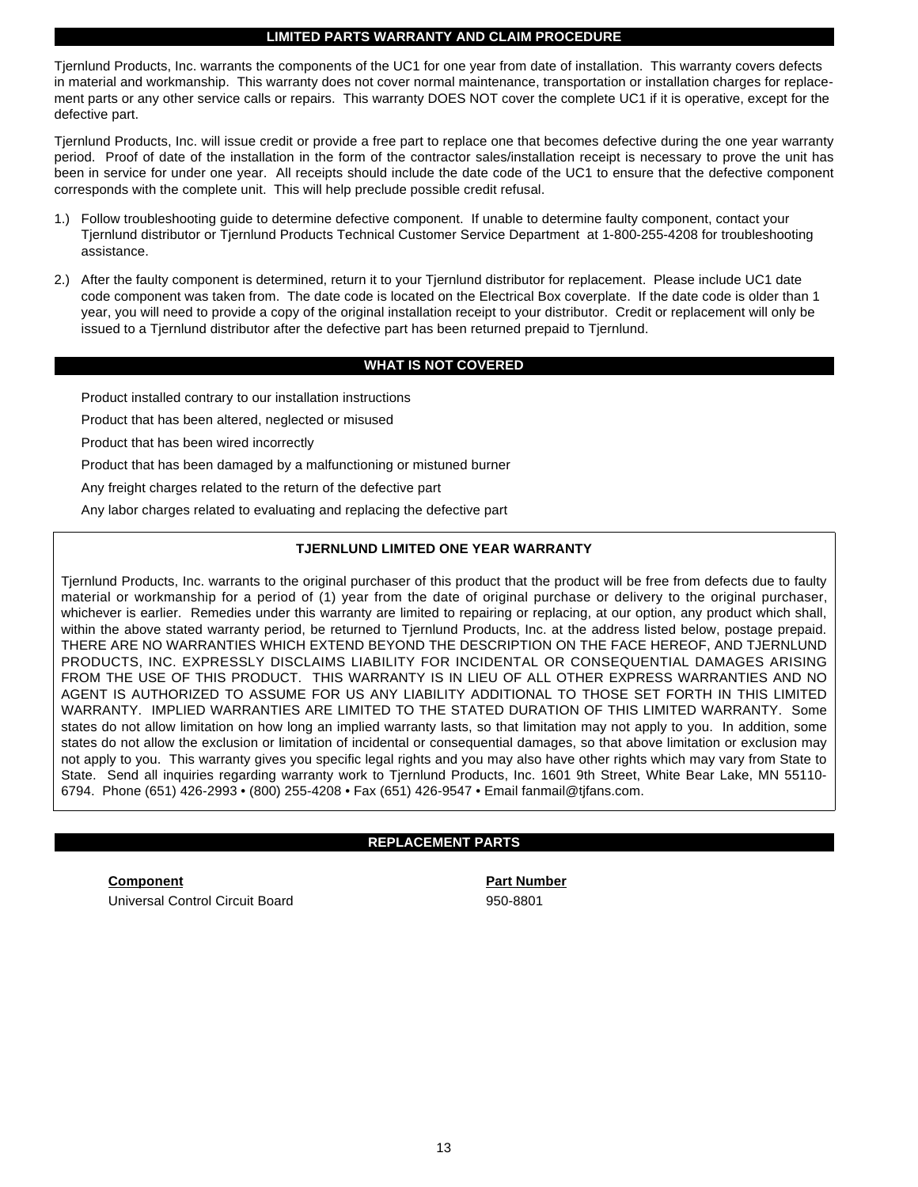## LIMITED PARTS WARRANTY AND CLAIM PROCEDURE

Tjernlund Products, Inc. warrants the components of the UC1 for one year from date of installation. This warranty covers defects in material and workmanship. This warranty does not cover normal maintenance, transportation or installation charges for replacement parts or any other service calls or repairs. This warranty DOES NOT cover the complete UC1 if it is operative, except for the defective part.

Tjernlund Products, Inc. will issue credit or provide a free part to replace one that becomes defective during the one year warranty period. Proof of date of the installation in the form of the contractor sales/installation receipt is necessary to prove the unit has been in service for under one year. All receipts should include the date code of the UC1 to ensure that the defective component corresponds with the complete unit. This will help preclude possible credit refusal.

1.) Follow troubleshooting guide to determine defective component. If unable to determine faulty component, contact your Tjernlund distributor or Tjernlund Products Technical Customer Service Department at 1-800-255-4208 for troubleshooting assistance.

2.) After the faulty component is determined, return it to your Tjernlund distributor for replacement. Please include UC1 date code component was taken from. The date code is located on the Electrical Box coverplate. If the date code is older than 1 year, you will need to provide a copy of the original installation receipt to your distributor. Credit or replacement will only be issued to a Tjernlund distributor after the defective part has been returned prepaid to Tjernlund.

## WHAT IS NOT COVERED

Product installed contrary to our installation instructions

Product that has been altered, neglected or misused

Product that has been wired incorrectly

Product that has been damaged by a malfunctioning or mistuned burner

Any freight charges related to the return of the defective part

Any labor charges related to evaluating and replacing the defective part

## TJERNLUND LIMITED ONE YEAR WARRANTY

Tjernlund Products, Inc. warrants to the original purchaser of this product that the product will be free from defects due to faulty material or workmanship for a period of (1) year from the date of original purchase or delivery to the original purchaser, whichever is earlier. Remedies under this warranty are limited to repairing or replacing, at our option, any product which shall, within the above stated warranty period, be returned to Tjernlund Products, Inc. at the address listed below, postage prepaid. THERE ARE NO WARRANTIES WHICH EXTEND BEYOND THE DESCRIPTION ON THE FACE HEREOF, AND TJERNLUND PRODUCTS, INC. EXPRESSLY DISCLAIMS LIABILITY FOR INCIDENTAL OR CONSEQUENTIAL DAMAGES ARISING FROM THE USE OF THIS PRODUCT. THIS WARRANTY IS IN LIEU OF ALL OTHER EXPRESS WARRANTIES AND NO AGENT IS AUTHORIZED TO ASSUME FOR US ANY LIABILITY ADDITIONAL TO THOSE SET FORTH IN THIS LIMITED WARRANTY. IMPLIED WARRANTIES ARE LIMITED TO THE STATED DURATION OF THIS LIMITED WARRANTY. Some states do not allow limitation on how long an implied warranty lasts, so that limitation may not apply to you. In addition, some states do not allow the exclusion or limitation of incidental or consequential damages, so that above limitation or exclusion may not apply to you. This warranty gives you specific legal rights and you may also have other rights which may vary from State to State. Send all inquiries regarding warranty work to Tjernlund Products, Inc. 1601 9th Street, White Bear Lake, MN 55110-6794. Phone (651) 426-2993 • (800) 255-4208 • Fax (651) 426-9547 • Email fanmail@tjfans.com.

## REPLACEMENT PARTS

| Component | Part Number |
|---|---|
| Universal Control Circuit Board | 950-8801 |